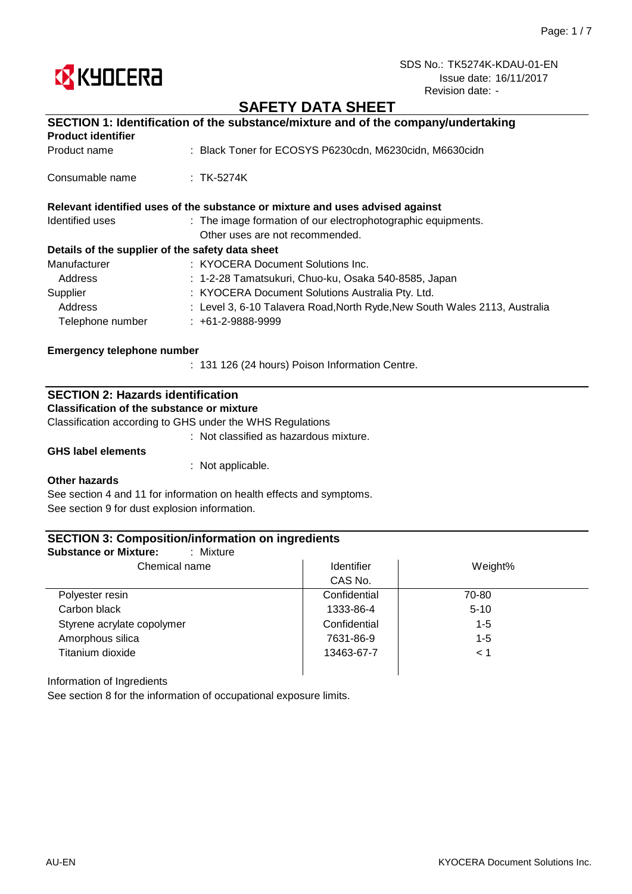SDS No.: TK5274K-KDAU-01-EN
Issue date: 16/11/2017
Revision date: -

# SAFETY DATA SHEET

## SECTION 1: Identification of the substance/mixture and of the company/undertaking

**Product identifier**

Product name : Black Toner for ECOSYS P6230cdn, M6230cidn, M6630cidn

Consumable name : TK-5274K

**Relevant identified uses of the substance or mixture and uses advised against**

Identified uses : The image formation of our electrophotographic equipments.
Other uses are not recommended.

**Details of the supplier of the safety data sheet**

Manufacturer : KYOCERA Document Solutions Inc.
Address : 1-2-28 Tamatsukuri, Chuo-ku, Osaka 540-8585, Japan
Supplier : KYOCERA Document Solutions Australia Pty. Ltd.
Address : Level 3, 6-10 Talavera Road,North Ryde,New South Wales 2113, Australia
Telephone number : +61-2-9888-9999

**Emergency telephone number**

: 131 126 (24 hours) Poison Information Centre.

## SECTION 2: Hazards identification

**Classification of the substance or mixture**

Classification according to GHS under the WHS Regulations

: Not classified as hazardous mixture.

**GHS label elements**

: Not applicable.

**Other hazards**

See section 4 and 11 for information on health effects and symptoms.
See section 9 for dust explosion information.

## SECTION 3: Composition/information on ingredients

**Substance or Mixture:** : Mixture

| Chemical name | Identifier CAS No. | Weight% |
|---|---|---|
| Polyester resin | Confidential | 70-80 |
| Carbon black | 1333-86-4 | 5-10 |
| Styrene acrylate copolymer | Confidential | 1-5 |
| Amorphous silica | 7631-86-9 | 1-5 |
| Titanium dioxide | 13463-67-7 | < 1 |

Information of Ingredients
See section 8 for the information of occupational exposure limits.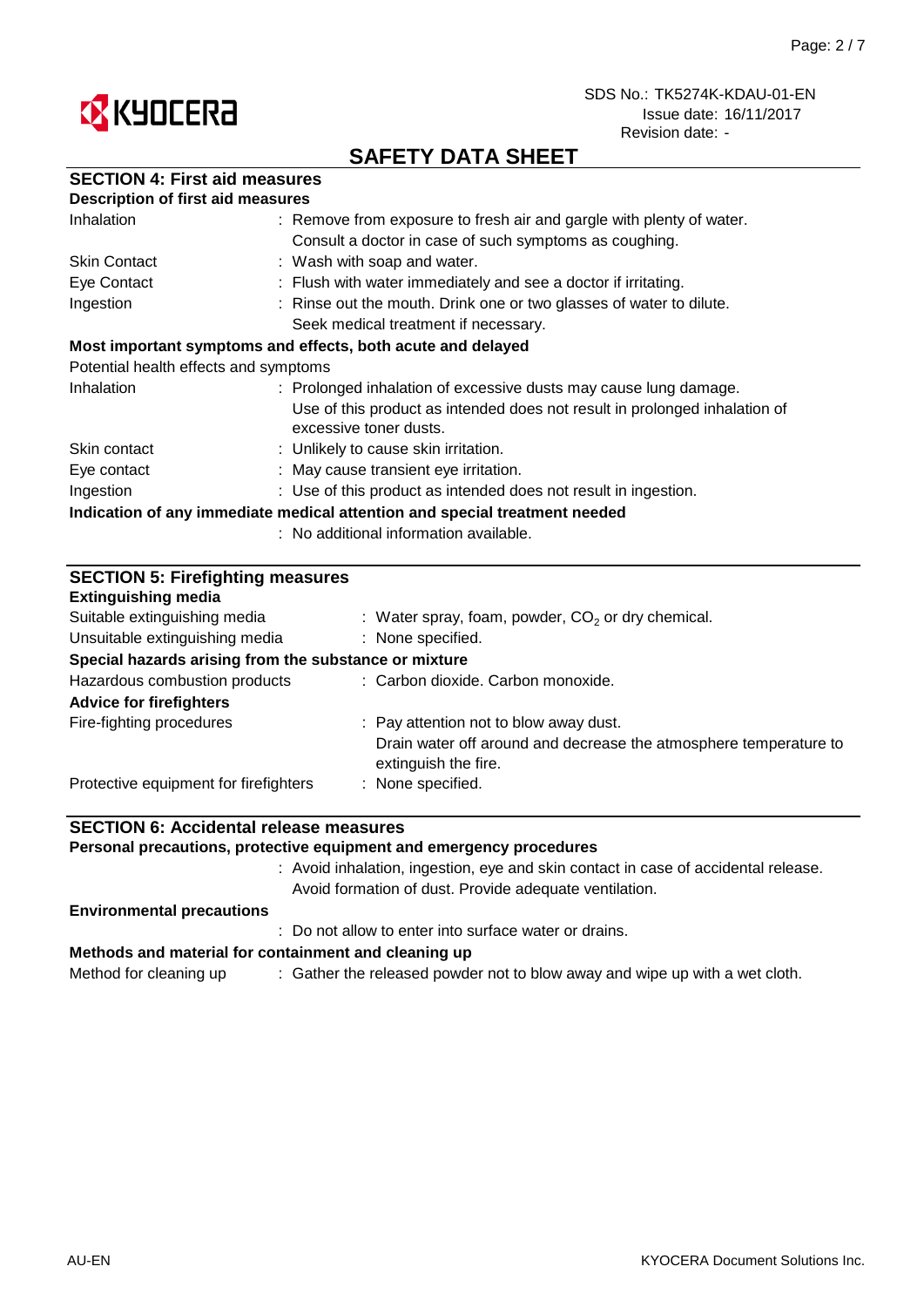## SAFETY DATA SHEET

### SECTION 4: First aid measures

**Description of first aid measures**

| | |
|---|---|
| Inhalation | : Remove from exposure to fresh air and gargle with plenty of water. Consult a doctor in case of such symptoms as coughing. |
| Skin Contact | : Wash with soap and water. |
| Eye Contact | : Flush with water immediately and see a doctor if irritating. |
| Ingestion | : Rinse out the mouth. Drink one or two glasses of water to dilute. Seek medical treatment if necessary. |

**Most important symptoms and effects, both acute and delayed**

Potential health effects and symptoms

| | |
|---|---|
| Inhalation | : Prolonged inhalation of excessive dusts may cause lung damage. Use of this product as intended does not result in prolonged inhalation of excessive toner dusts. |
| Skin contact | : Unlikely to cause skin irritation. |
| Eye contact | : May cause transient eye irritation. |
| Ingestion | : Use of this product as intended does not result in ingestion. |

**Indication of any immediate medical attention and special treatment needed**

: No additional information available.

### SECTION 5: Firefighting measures

**Extinguishing media**

| | |
|---|---|
| Suitable extinguishing media | : Water spray, foam, powder, $CO_2$ or dry chemical. |
| Unsuitable extinguishing media | : None specified. |

**Special hazards arising from the substance or mixture**

| | |
|---|---|
| Hazardous combustion products | : Carbon dioxide. Carbon monoxide. |

**Advice for firefighters**

| | |
|---|---|
| Fire-fighting procedures | : Pay attention not to blow away dust. Drain water off around and decrease the atmosphere temperature to extinguish the fire. |
| Protective equipment for firefighters | : None specified. |

### SECTION 6: Accidental release measures

**Personal precautions, protective equipment and emergency procedures**

: Avoid inhalation, ingestion, eye and skin contact in case of accidental release. Avoid formation of dust. Provide adequate ventilation.

**Environmental precautions**

: Do not allow to enter into surface water or drains.

**Methods and material for containment and cleaning up**

| | |
|---|---|
| Method for cleaning up | : Gather the released powder not to blow away and wipe up with a wet cloth. |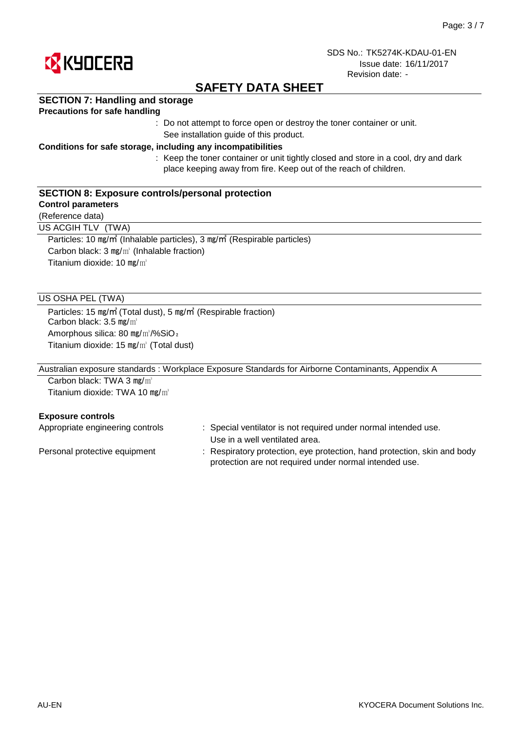# SAFETY DATA SHEET

SDS No.: TK5274K-KDAU-01-EN
Issue date: 16/11/2017
Revision date: -

## SECTION 7: Handling and storage

**Precautions for safe handling**

: Do not attempt to force open or destroy the toner container or unit. See installation guide of this product.

**Conditions for safe storage, including any incompatibilities**

: Keep the toner container or unit tightly closed and store in a cool, dry and dark place keeping away from fire. Keep out of the reach of children.

## SECTION 8: Exposure controls/personal protection

**Control parameters**

(Reference data)

US ACGIH TLV (TWA)

Particles: 10 ㎎/㎥ (Inhalable particles), 3 ㎎/㎥ (Respirable particles)
Carbon black: 3 ㎎/㎥ (Inhalable fraction)
Titanium dioxide: 10 ㎎/㎥

US OSHA PEL (TWA)

Particles: 15 ㎎/㎥ (Total dust), 5 ㎎/㎥ (Respirable fraction)
Carbon black: 3.5 ㎎/㎥
Amorphous silica: 80 ㎎/㎥/%$SiO_2$
Titanium dioxide: 15 ㎎/㎥ (Total dust)

Australian exposure standards : Workplace Exposure Standards for Airborne Contaminants, Appendix A

Carbon black: TWA 3 ㎎/㎥
Titanium dioxide: TWA 10 ㎎/㎥

**Exposure controls**

Appropriate engineering controls : Special ventilator is not required under normal intended use. Use in a well ventilated area.

Personal protective equipment : Respiratory protection, eye protection, hand protection, skin and body protection are not required under normal intended use.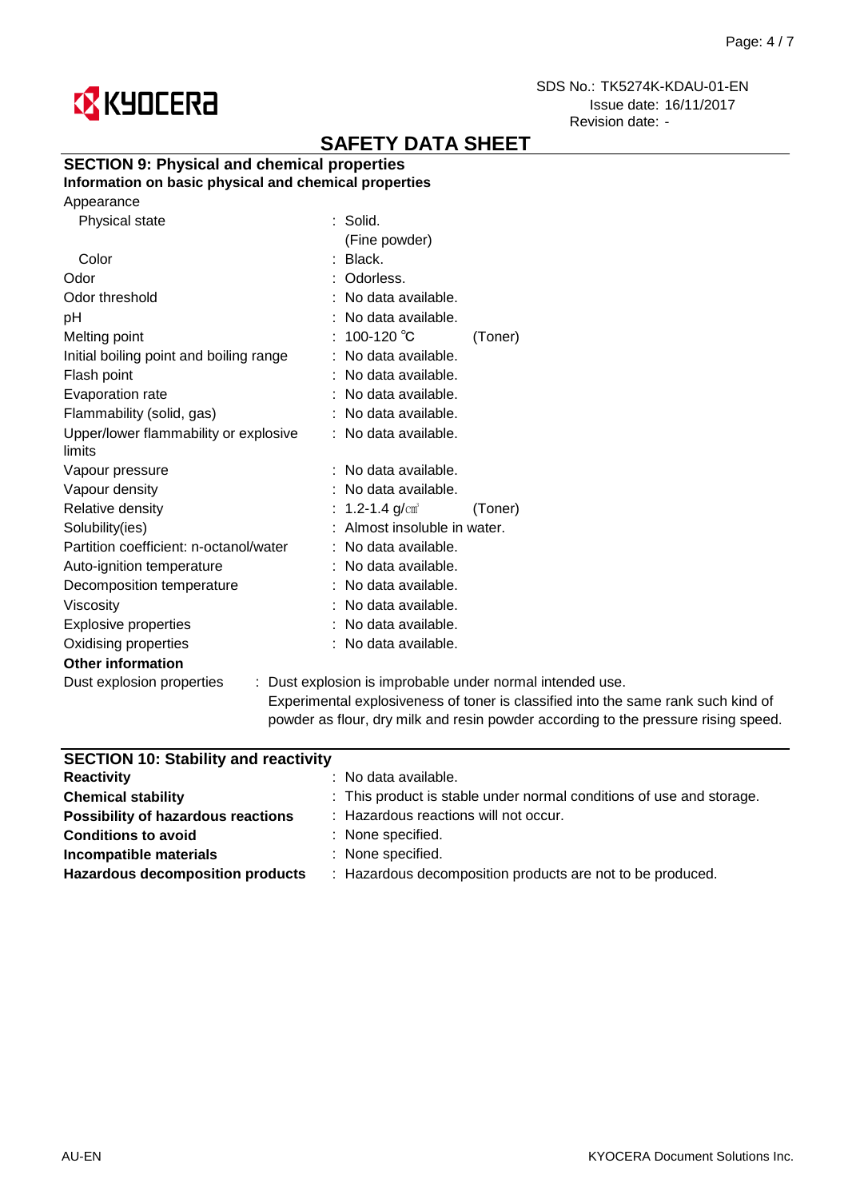# SAFETY DATA SHEET

## SECTION 9: Physical and chemical properties

**Information on basic physical and chemical properties**

Appearance

| Property | Value |
| --- | --- |
| Physical state | : Solid. (Fine powder) |
| Color | : Black. |
| Odor | : Odorless. |
| Odor threshold | : No data available. |
| pH | : No data available. |
| Melting point | : 100-120 ℃ (Toner) |
| Initial boiling point and boiling range | : No data available. |
| Flash point | : No data available. |
| Evaporation rate | : No data available. |
| Flammability (solid, gas) | : No data available. |
| Upper/lower flammability or explosive limits | : No data available. |
| Vapour pressure | : No data available. |
| Vapour density | : No data available. |
| Relative density | : 1.2-1.4 g/㎤ (Toner) |
| Solubility(ies) | : Almost insoluble in water. |
| Partition coefficient: n-octanol/water | : No data available. |
| Auto-ignition temperature | : No data available. |
| Decomposition temperature | : No data available. |
| Viscosity | : No data available. |
| Explosive properties | : No data available. |
| Oxidising properties | : No data available. |

**Other information**

Dust explosion properties : Dust explosion is improbable under normal intended use. Experimental explosiveness of toner is classified into the same rank such kind of powder as flour, dry milk and resin powder according to the pressure rising speed.

## SECTION 10: Stability and reactivity

| Item | Value |
| --- | --- |
| **Reactivity** | : No data available. |
| **Chemical stability** | : This product is stable under normal conditions of use and storage. |
| **Possibility of hazardous reactions** | : Hazardous reactions will not occur. |
| **Conditions to avoid** | : None specified. |
| **Incompatible materials** | : None specified. |
| **Hazardous decomposition products** | : Hazardous decomposition products are not to be produced. |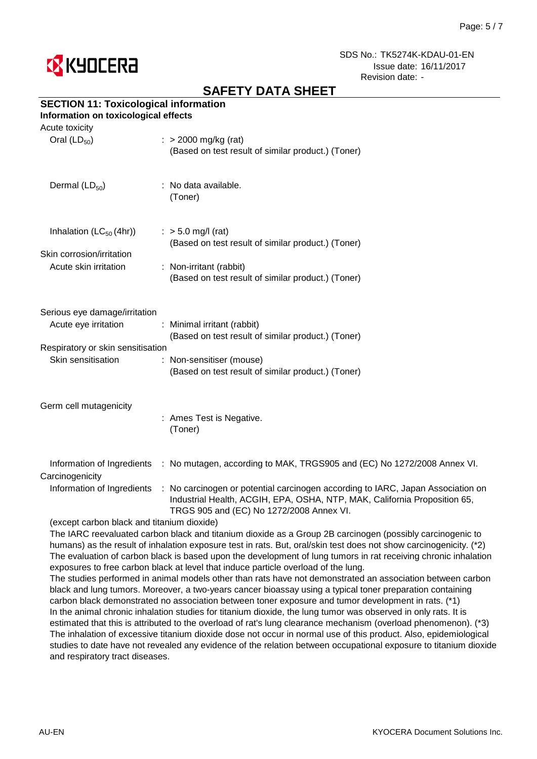SDS No.: TK5274K-KDAU-01-EN
Issue date: 16/11/2017
Revision date: -

# SAFETY DATA SHEET

## SECTION 11: Toxicological information

**Information on toxicological effects**

Acute toxicity

| | |
|---|---|
| Oral ($LD_{50}$) | : > 2000 mg/kg (rat)<br>(Based on test result of similar product.) (Toner) |
| Dermal ($LD_{50}$) | : No data available.<br>(Toner) |
| Inhalation ($LC_{50}$ (4hr)) | : > 5.0 mg/l (rat)<br>(Based on test result of similar product.) (Toner) |

Skin corrosion/irritation

| | |
|---|---|
| Acute skin irritation | : Non-irritant (rabbit)<br>(Based on test result of similar product.) (Toner) |

Serious eye damage/irritation

| | |
|---|---|
| Acute eye irritation | : Minimal irritant (rabbit)<br>(Based on test result of similar product.) (Toner) |

Respiratory or skin sensitisation

| | |
|---|---|
| Skin sensitisation | : Non-sensitiser (mouse)<br>(Based on test result of similar product.) (Toner) |

Germ cell mutagenicity

| | |
|---|---|
| | : Ames Test is Negative.<br>(Toner) |
| Information of Ingredients | : No mutagen, according to MAK, TRGS905 and (EC) No 1272/2008 Annex VI. |

Carcinogenicity

| | |
|---|---|
| Information of Ingredients | : No carcinogen or potential carcinogen according to IARC, Japan Association on Industrial Health, ACGIH, EPA, OSHA, NTP, MAK, California Proposition 65, TRGS 905 and (EC) No 1272/2008 Annex VI. |

(except carbon black and titanium dioxide)

The IARC reevaluated carbon black and titanium dioxide as a Group 2B carcinogen (possibly carcinogenic to humans) as the result of inhalation exposure test in rats. But, oral/skin test does not show carcinogenicity. (*2)
The evaluation of carbon black is based upon the development of lung tumors in rat receiving chronic inhalation exposures to free carbon black at level that induce particle overload of the lung.
The studies performed in animal models other than rats have not demonstrated an association between carbon black and lung tumors. Moreover, a two-years cancer bioassay using a typical toner preparation containing carbon black demonstrated no association between toner exposure and tumor development in rats. (*1)
In the animal chronic inhalation studies for titanium dioxide, the lung tumor was observed in only rats. It is estimated that this is attributed to the overload of rat's lung clearance mechanism (overload phenomenon). (*3)
The inhalation of excessive titanium dioxide dose not occur in normal use of this product. Also, epidemiological studies to date have not revealed any evidence of the relation between occupational exposure to titanium dioxide and respiratory tract diseases.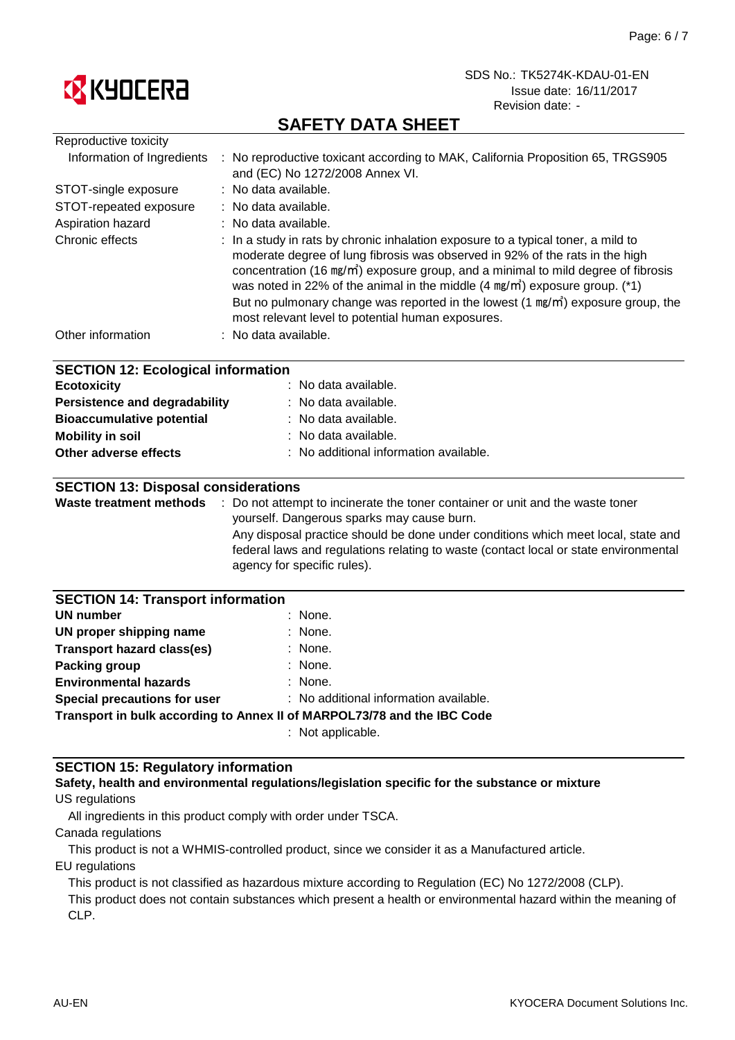## SAFETY DATA SHEET

| | |
|---|---|
| Reproductive toxicity | |
| Information of Ingredients | : No reproductive toxicant according to MAK, California Proposition 65, TRGS905 and (EC) No 1272/2008 Annex VI. |
| STOT-single exposure | : No data available. |
| STOT-repeated exposure | : No data available. |
| Aspiration hazard | : No data available. |
| Chronic effects | : In a study in rats by chronic inhalation exposure to a typical toner, a mild to moderate degree of lung fibrosis was observed in 92% of the rats in the high concentration (16 ㎎/㎥) exposure group, and a minimal to mild degree of fibrosis was noted in 22% of the animal in the middle (4 ㎎/㎥) exposure group. (*1) But no pulmonary change was reported in the lowest (1 ㎎/㎥) exposure group, the most relevant level to potential human exposures. |
| Other information | : No data available. |

### SECTION 12: Ecological information

| | |
|---|---|
| **Ecotoxicity** | : No data available. |
| **Persistence and degradability** | : No data available. |
| **Bioaccumulative potential** | : No data available. |
| **Mobility in soil** | : No data available. |
| **Other adverse effects** | : No additional information available. |

### SECTION 13: Disposal considerations

**Waste treatment methods** : Do not attempt to incinerate the toner container or unit and the waste toner yourself. Dangerous sparks may cause burn.

Any disposal practice should be done under conditions which meet local, state and federal laws and regulations relating to waste (contact local or state environmental agency for specific rules).

### SECTION 14: Transport information

| | |
|---|---|
| **UN number** | : None. |
| **UN proper shipping name** | : None. |
| **Transport hazard class(es)** | : None. |
| **Packing group** | : None. |
| **Environmental hazards** | : None. |
| **Special precautions for user** | : No additional information available. |

**Transport in bulk according to Annex II of MARPOL73/78 and the IBC Code**

: Not applicable.

### SECTION 15: Regulatory information

**Safety, health and environmental regulations/legislation specific for the substance or mixture**

US regulations

All ingredients in this product comply with order under TSCA.

Canada regulations

This product is not a WHMIS-controlled product, since we consider it as a Manufactured article.

EU regulations

This product is not classified as hazardous mixture according to Regulation (EC) No 1272/2008 (CLP).

This product does not contain substances which present a health or environmental hazard within the meaning of CLP.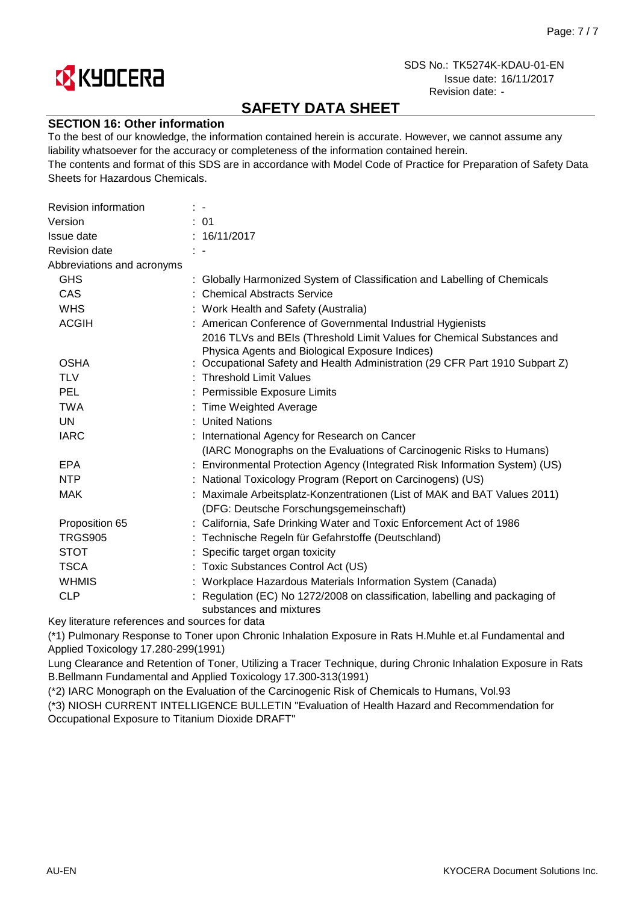SDS No.: TK5274K-KDAU-01-EN
Issue date: 16/11/2017
Revision date: -

# SAFETY DATA SHEET

## SECTION 16: Other information

To the best of our knowledge, the information contained herein is accurate. However, we cannot assume any liability whatsoever for the accuracy or completeness of the information contained herein.
The contents and format of this SDS are in accordance with Model Code of Practice for Preparation of Safety Data Sheets for Hazardous Chemicals.

| | |
|---|---|
| Revision information | : - |
| Version | : 01 |
| Issue date | : 16/11/2017 |
| Revision date | : - |
| Abbreviations and acronyms | |
| GHS | : Globally Harmonized System of Classification and Labelling of Chemicals |
| CAS | : Chemical Abstracts Service |
| WHS | : Work Health and Safety (Australia) |
| ACGIH | : American Conference of Governmental Industrial Hygienists 2016 TLVs and BEIs (Threshold Limit Values for Chemical Substances and Physica Agents and Biological Exposure Indices) |
| OSHA | : Occupational Safety and Health Administration (29 CFR Part 1910 Subpart Z) |
| TLV | : Threshold Limit Values |
| PEL | : Permissible Exposure Limits |
| TWA | : Time Weighted Average |
| UN | : United Nations |
| IARC | : International Agency for Research on Cancer (IARC Monographs on the Evaluations of Carcinogenic Risks to Humans) |
| EPA | : Environmental Protection Agency (Integrated Risk Information System) (US) |
| NTP | : National Toxicology Program (Report on Carcinogens) (US) |
| MAK | : Maximale Arbeitsplatz-Konzentrationen (List of MAK and BAT Values 2011) (DFG: Deutsche Forschungsgemeinschaft) |
| Proposition 65 | : California, Safe Drinking Water and Toxic Enforcement Act of 1986 |
| TRGS905 | : Technische Regeln für Gefahrstoffe (Deutschland) |
| STOT | : Specific target organ toxicity |
| TSCA | : Toxic Substances Control Act (US) |
| WHMIS | : Workplace Hazardous Materials Information System (Canada) |
| CLP | : Regulation (EC) No 1272/2008 on classification, labelling and packaging of substances and mixtures |

Key literature references and sources for data

(*1) Pulmonary Response to Toner upon Chronic Inhalation Exposure in Rats H.Muhle et.al Fundamental and Applied Toxicology 17.280-299(1991)

Lung Clearance and Retention of Toner, Utilizing a Tracer Technique, during Chronic Inhalation Exposure in Rats B.Bellmann Fundamental and Applied Toxicology 17.300-313(1991)

(*2) IARC Monograph on the Evaluation of the Carcinogenic Risk of Chemicals to Humans, Vol.93

(*3) NIOSH CURRENT INTELLIGENCE BULLETIN "Evaluation of Health Hazard and Recommendation for Occupational Exposure to Titanium Dioxide DRAFT"

AU-EN KYOCERA Document Solutions Inc.